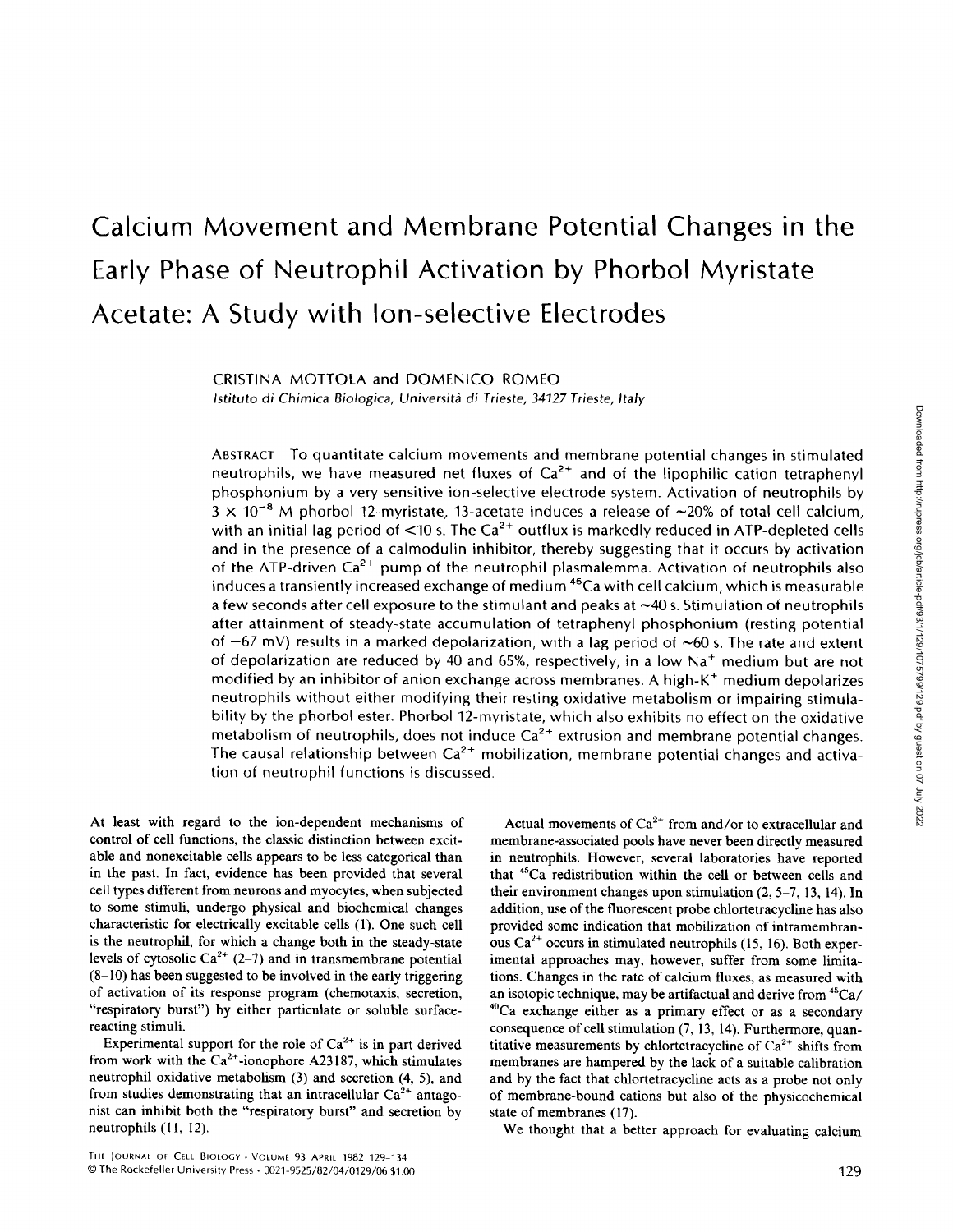# Calcium Movement and Membrane Potential Changes in the Early Phase of Neutrophil Activation by Phorbol Myristate Acetate: A Study with Ion-selective Electrodes

CRISTINA MOTTOLA and DOMENICO ROMEO

*Istituto di Chimica Biologica, Università di Trieste, 34127 Trieste, Italy*

ABSTRACT To quantitate calcium movements and membrane potential changes in stimulated neutrophils, we have measured net fluxes of $Ca^{2+}$ and of the lipophilic cation tetraphenyl phosphonium by a very sensitive ion-selective electrode system. Activation of neutrophils by $3 \times 10^{-8}$ M phorbol 12-myristate, 13-acetate induces a release of ~20% of total cell calcium, with an initial lag period of <10 s. The $Ca^{2+}$ outflux is markedly reduced in ATP-depleted cells and in the presence of a calmodulin inhibitor, thereby suggesting that it occurs by activation of the ATP-driven $Ca^{2+}$ pump of the neutrophil plasmalemma. Activation of neutrophils also induces a transiently increased exchange of medium $^{45}Ca$ with cell calcium, which is measurable a few seconds after cell exposure to the stimulant and peaks at ~40 s. Stimulation of neutrophils after attainment of steady-state accumulation of tetraphenyl phosphonium (resting potential of −67 mV) results in a marked depolarization, with a lag period of ~60 s. The rate and extent of depolarization are reduced by 40 and 65%, respectively, in a low $Na^+$ medium but are not modified by an inhibitor of anion exchange across membranes. A high-$K^+$ medium depolarizes neutrophils without either modifying their resting oxidative metabolism or impairing stimulability by the phorbol ester. Phorbol 12-myristate, which also exhibits no effect on the oxidative metabolism of neutrophils, does not induce $Ca^{2+}$ extrusion and membrane potential changes. The causal relationship between $Ca^{2+}$ mobilization, membrane potential changes and activation of neutrophil functions is discussed.

At least with regard to the ion-dependent mechanisms of control of cell functions, the classic distinction between excitable and nonexcitable cells appears to be less categorical than in the past. In fact, evidence has been provided that several cell types different from neurons and myocytes, when subjected to some stimuli, undergo physical and biochemical changes characteristic for electrically excitable cells (1). One such cell is the neutrophil, for which a change both in the steady-state levels of cytosolic $Ca^{2+}$ (2–7) and in transmembrane potential (8–10) has been suggested to be involved in the early triggering of activation of its response program (chemotaxis, secretion, "respiratory burst") by either particulate or soluble surface-reacting stimuli.

Experimental support for the role of $Ca^{2+}$ is in part derived from work with the $Ca^{2+}$-ionophore A23187, which stimulates neutrophil oxidative metabolism (3) and secretion (4, 5), and from studies demonstrating that an intracellular $Ca^{2+}$ antagonist can inhibit both the "respiratory burst" and secretion by neutrophils (11, 12).

Actual movements of $Ca^{2+}$ from and/or to extracellular and membrane-associated pools have never been directly measured in neutrophils. However, several laboratories have reported that $^{45}Ca$ redistribution within the cell or between cells and their environment changes upon stimulation (2, 5–7, 13, 14). In addition, use of the fluorescent probe chlortetracycline has also provided some indication that mobilization of intramembranous $Ca^{2+}$ occurs in stimulated neutrophils (15, 16). Both experimental approaches may, however, suffer from some limitations. Changes in the rate of calcium fluxes, as measured with an isotopic technique, may be artifactual and derive from $^{45}Ca$/$^{40}Ca$ exchange either as a primary effect or as a secondary consequence of cell stimulation (7, 13, 14). Furthermore, quantitative measurements by chlortetracycline of $Ca^{2+}$ shifts from membranes are hampered by the lack of a suitable calibration and by the fact that chlortetracycline acts as a probe not only of membrane-bound cations but also of the physicochemical state of membranes (17).

We thought that a better approach for evaluating calcium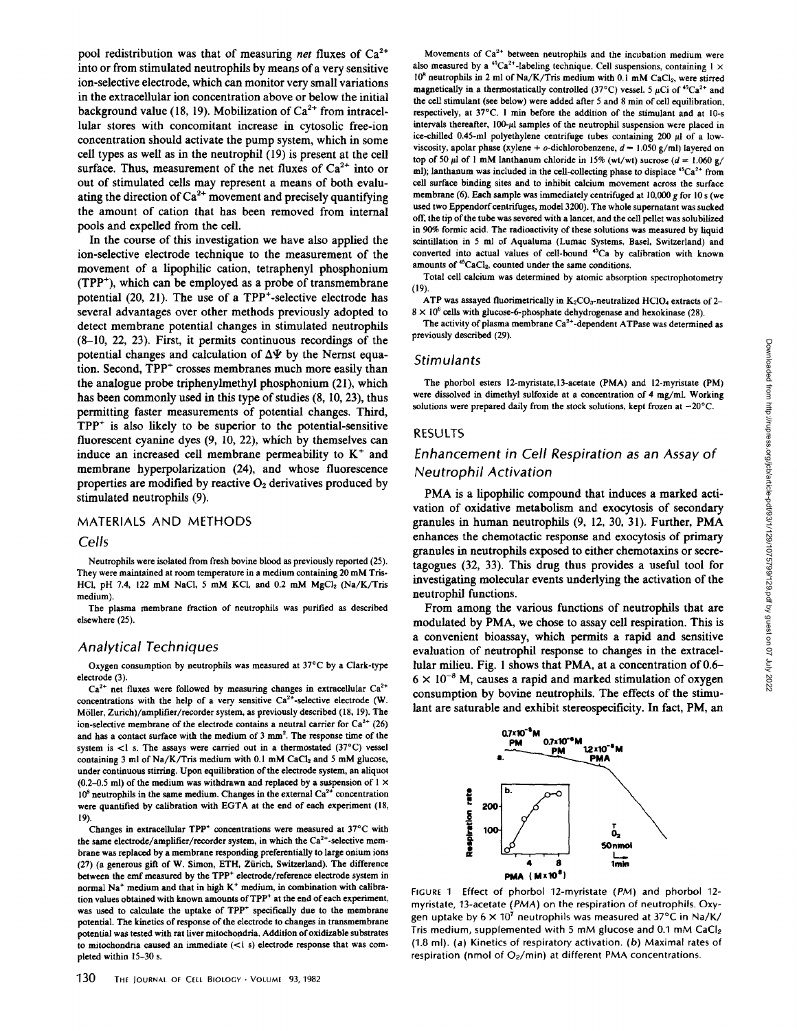pool redistribution was that of measuring *net* fluxes of $Ca^{2+}$ into or from stimulated neutrophils by means of a very sensitive ion-selective electrode, which can monitor very small variations in the extracellular ion concentration above or below the initial background value (18, 19). Mobilization of $Ca^{2+}$ from intracellular stores with concomitant increase in cytosolic free-ion concentration should activate the pump system, which in some cell types as well as in the neutrophil (19) is present at the cell surface. Thus, measurement of the net fluxes of $Ca^{2+}$ into or out of stimulated cells may represent a means of both evaluating the direction of $Ca^{2+}$ movement and precisely quantifying the amount of cation that has been removed from internal pools and expelled from the cell.

In the course of this investigation we have also applied the ion-selective electrode technique to the measurement of the movement of a lipophilic cation, tetraphenyl phosphonium ($TPP^+$), which can be employed as a probe of transmembrane potential (20, 21). The use of a $TPP^+$-selective electrode has several advantages over other methods previously adopted to detect membrane potential changes in stimulated neutrophils (8–10, 22, 23). First, it permits continuous recordings of the potential changes and calculation of $\Delta\Psi$ by the Nernst equation. Second, $TPP^+$ crosses membranes much more easily than the analogue probe triphenylmethyl phosphonium (21), which has been commonly used in this type of studies (8, 10, 23), thus permitting faster measurements of potential changes. Third, $TPP^+$ is also likely to be superior to the potential-sensitive fluorescent cyanine dyes (9, 10, 22), which by themselves can induce an increased cell membrane permeability to $K^+$ and membrane hyperpolarization (24), and whose fluorescence properties are modified by reactive $O_2$ derivatives produced by stimulated neutrophils (9).

## MATERIALS AND METHODS

### Cells

Neutrophils were isolated from fresh bovine blood as previously reported (25). They were maintained at room temperature in a medium containing 20 mM Tris-HCl, pH 7.4, 122 mM NaCl, 5 mM KCl, and 0.2 mM $MgCl_2$ (Na/K/Tris medium).

The plasma membrane fraction of neutrophils was purified as described elsewhere (25).

### Analytical Techniques

Oxygen consumption by neutrophils was measured at 37°C by a Clark-type electrode (3).

$Ca^{2+}$ net fluxes were followed by measuring changes in extracellular $Ca^{2+}$ concentrations with the help of a very sensitive $Ca^{2+}$-selective electrode (W. Möller, Zurich)/amplifier/recorder system, as previously described (18, 19). The ion-selective membrane of the electrode contains a neutral carrier for $Ca^{2+}$ (26) and has a contact surface with the medium of 3 $mm^2$. The response time of the system is <1 s. The assays were carried out in a thermostated (37°C) vessel containing 3 ml of Na/K/Tris medium with 0.1 mM $CaCl_2$ and 5 mM glucose, under continuous stirring. Upon equilibration of the electrode system, an aliquot (0.2–0.5 ml) of the medium was withdrawn and replaced by a suspension of $1 \times 10^8$ neutrophils in the same medium. Changes in the external $Ca^{2+}$ concentration were quantified by calibration with EGTA at the end of each experiment (18, 19).

Changes in extracellular $TPP^+$ concentrations were measured at 37°C with the same electrode/amplifier/recorder system, in which the $Ca^{2+}$-selective membrane was replaced by a membrane responding preferentially to large onium ions (27) (a generous gift of W. Simon, ETH, Zürich, Switzerland). The difference between the emf measured by the $TPP^+$ electrode/reference electrode system in normal $Na^+$ medium and that in high $K^+$ medium, in combination with calibration values obtained with known amounts of $TPP^+$ at the end of each experiment, was used to calculate the uptake of $TPP^+$ specifically due to the membrane potential. The kinetics of response of the electrode to changes in transmembrane potential was tested with rat liver mitochondria. Addition of oxidizable substrates to mitochondria caused an immediate (<1 s) electrode response that was completed within 15–30 s.

Movements of $Ca^{2+}$ between neutrophils and the incubation medium were also measured by a $^{45}Ca^{2+}$-labeling technique. Cell suspensions, containing $1 \times 10^8$ neutrophils in 2 ml of Na/K/Tris medium with 0.1 mM $CaCl_2$, were stirred magnetically in a thermostatically controlled (37°C) vessel. 5 μCi of $^{45}Ca^{2+}$ and the cell stimulant (see below) were added after 5 and 8 min of cell equilibration, respectively, at 37°C. 1 min before the addition of the stimulant and at 10-s intervals thereafter, 100-μl samples of the neutrophil suspension were placed in ice-chilled 0.45-ml polyethylene centrifuge tubes containing 200 μl of a low-viscosity, apolar phase (xylene + *o*-dichlorobenzene, $d = 1.050$ g/ml) layered on top of 50 μl of 1 mM lanthanum chloride in 15% (wt/wt) sucrose ($d = 1.060$ g/ml); lanthanum was included in the cell-collecting phase to displace $^{45}Ca^{2+}$ from cell surface binding sites and to inhibit calcium movement across the surface membrane (6). Each sample was immediately centrifuged at 10,000 *g* for 10 s (we used two Eppendorf centrifuges, model 3200). The whole supernatant was sucked off, the tip of the tube was severed with a lancet, and the cell pellet was solubilized in 90% formic acid. The radioactivity of these solutions was measured by liquid scintillation in 5 ml of Aqualuma (Lumac Systems, Basel, Switzerland) and converted into actual values of cell-bound $^{45}Ca$ by calibration with known amounts of $^{45}CaCl_2$, counted under the same conditions.

Total cell calcium was determined by atomic absorption spectrophotometry (19).

ATP was assayed fluorimetrically in $K_2CO_3$-neutralized $HClO_4$ extracts of 2–$8 \times 10^6$ cells with glucose-6-phosphate dehydrogenase and hexokinase (28).

The activity of plasma membrane $Ca^{2+}$-dependent ATPase was determined as previously described (29).

### Stimulants

The phorbol esters 12-myristate,13-acetate (PMA) and 12-myristate (PM) were dissolved in dimethyl sulfoxide at a concentration of 4 mg/ml. Working solutions were prepared daily from the stock solutions, kept frozen at −20°C.

## RESULTS

### Enhancement in Cell Respiration as an Assay of Neutrophil Activation

PMA is a lipophilic compound that induces a marked activation of oxidative metabolism and exocytosis of secondary granules in human neutrophils (9, 12, 30, 31). Further, PMA enhances the chemotactic response and exocytosis of primary granules in neutrophils exposed to either chemotaxins or secretagogues (32, 33). This drug thus provides a useful tool for investigating molecular events underlying the activation of the neutrophil functions.

From among the various functions of neutrophils that are modulated by PMA, we chose to assay cell respiration. This is a convenient bioassay, which permits a rapid and sensitive evaluation of neutrophil response to changes in the extracellular milieu. Fig. 1 shows that PMA, at a concentration of 0.6–$6 \times 10^{-8}$ M, causes a rapid and marked stimulation of oxygen consumption by bovine neutrophils. The effects of the stimulant are saturable and exhibit stereospecificity. In fact, PM, an

FIGURE 1 Effect of phorbol 12-myristate (*PM*) and phorbol 12-myristate, 13-acetate (*PMA*) on the respiration of neutrophils. Oxygen uptake by $6 \times 10^7$ neutrophils was measured at 37°C in Na/K/Tris medium, supplemented with 5 mM glucose and 0.1 mM $CaCl_2$ (1.8 ml). (*a*) Kinetics of respiratory activation. (*b*) Maximal rates of respiration (nmol of $O_2$/min) at different PMA concentrations.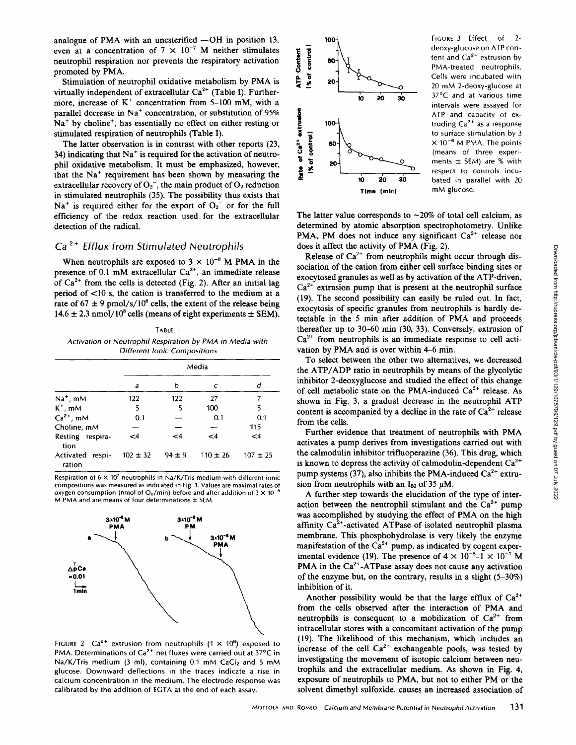analogue of PMA with an unesterified —OH in position 13, even at a concentration of $7 \times 10^{-7}$ M neither stimulates neutrophil respiration nor prevents the respiratory activation promoted by PMA.

Stimulation of neutrophil oxidative metabolism by PMA is virtually independent of extracellular $Ca^{2+}$ (Table I). Furthermore, increase of $K^+$ concentration from 5–100 mM, with a parallel decrease in $Na^+$ concentration, or substitution of 95% $Na^+$ by choline$^+$, has essentially no effect on either resting or stimulated respiration of neutrophils (Table I).

The latter observation is in contrast with other reports (23, 34) indicating that $Na^+$ is required for the activation of neutrophil oxidative metabolism. It must be emphasized, however, that the $Na^+$ requirement has been shown by measuring the extracellular recovery of $O_2^-$, the main product of $O_2$ reduction in stimulated neutrophils (35). The possibility thus exists that $Na^+$ is required either for the export of $O_2^-$ or for the full efficiency of the redox reaction used for the extracellular detection of the radical.

## $Ca^{2+}$ Efflux from Stimulated Neutrophils

When neutrophils are exposed to $3 \times 10^{-8}$ M PMA in the presence of 0.1 mM extracellular $Ca^{2+}$, an immediate release of $Ca^{2+}$ from the cells is detected (Fig. 2). After an initial lag period of <10 s, the cation is transferred to the medium at a rate of 67 ± 9 pmol/s/$10^8$ cells, the extent of the release being 14.6 ± 2.3 nmol/$10^8$ cells (means of eight experiments ± SEM).

TABLE I

*Activation of Neutrophil Respiration by PMA in Media with Different Ionic Compositions*

| | Media | | | |
|---|---|---|---|---|
| | a | b | c | d |
| $Na^+$, mM | 122 | 122 | 27 | 7 |
| $K^+$, mM | 5 | 5 | 100 | 5 |
| $Ca^{2+}$, mM | 0.1 | — | 0.1 | 0.1 |
| Choline, mM | — | — | — | 115 |
| Resting respiration | <4 | <4 | <4 | <4 |
| Activated respiration | 102 ± 32 | 94 ± 9 | 110 ± 26 | 107 ± 25 |

Respiration of $6 \times 10^7$ neutrophils in Na/K/Tris medium with different ionic compositions was measured as indicated in Fig. 1. Values are maximal rates of oxygen consumption (nmol of $O_2$/min) before and after addition of $3 \times 10^{-8}$ M PMA and are means of four determinations ± SEM.

FIGURE 2 $Ca^{2+}$ extrusion from neutrophils ($1 \times 10^8$) exposed to PMA. Determinations of $Ca^{2+}$ net fluxes were carried out at 37°C in Na/K/Tris medium (3 ml), containing 0.1 mM $CaCl_2$ and 5 mM glucose. Downward deflections in the traces indicate a rise in calcium concentration in the medium. The electrode response was calibrated by the addition of EGTA at the end of each assay.

FIGURE 3 Effect of 2-deoxy-glucose on ATP content and $Ca^{2+}$ extrusion by PMA-treated neutrophils. Cells were incubated with 20 mM 2-deoxy-glucose at 37°C and at various time intervals were assayed for ATP and capacity of extruding $Ca^{2+}$ as a response to surface stimulation by $3 \times 10^{-8}$ M PMA. The points (means of three experiments ± SEM) are % with respect to controls incubated in parallel with 20 mM glucose.

The latter value corresponds to ~20% of total cell calcium, as determined by atomic absorption spectrophotometry. Unlike PMA, PM does not induce any significant $Ca^{2+}$ release nor does it affect the activity of PMA (Fig. 2).

Release of $Ca^{2+}$ from neutrophils might occur through dissociation of the cation from either cell surface binding sites or exocytosed granules as well as by activation of the ATP-driven, $Ca^{2+}$ extrusion pump that is present at the neutrophil surface (19). The second possibility can easily be ruled out. In fact, exocytosis of specific granules from neutrophils is hardly detectable in the 5 min after addition of PMA and proceeds thereafter up to 30–60 min (30, 33). Conversely, extrusion of $Ca^{2+}$ from neutrophils is an immediate response to cell activation by PMA and is over within 4–6 min.

To select between the other two alternatives, we decreased the ATP/ADP ratio in neutrophils by means of the glycolytic inhibitor 2-deoxyglucose and studied the effect of this change of cell metabolic state on the PMA-induced $Ca^{2+}$ release. As shown in Fig. 3, a gradual decrease in the neutrophil ATP content is accompanied by a decline in the rate of $Ca^{2+}$ release from the cells.

Further evidence that treatment of neutrophils with PMA activates a pump derives from investigations carried out with the calmodulin inhibitor trifluoperazine (36). This drug, which is known to depress the activity of calmodulin-dependent $Ca^{2+}$ pump systems (37), also inhibits the PMA-induced $Ca^{2+}$ extrusion from neutrophils with an $I_{50}$ of 35 μM.

A further step towards the elucidation of the type of interaction between the neutrophil stimulant and the $Ca^{2+}$ pump was accomplished by studying the effect of PMA on the high affinity $Ca^{2+}$-activated ATPase of isolated neutrophil plasma membrane. This phosphohydrolase is very likely the enzyme manifestation of the $Ca^{2+}$ pump, as indicated by cogent experimental evidence (19). The presence of $4 \times 10^{-8}$–$1 \times 10^{-7}$ M PMA in the $Ca^{2+}$-ATPase assay does not cause any activation of the enzyme but, on the contrary, results in a slight (5–30%) inhibition of it.

Another possibility would be that the large efflux of $Ca^{2+}$ from the cells observed after the interaction of PMA and neutrophils is consequent to a mobilization of $Ca^{2+}$ from intracellular stores with a concomitant activation of the pump (19). The likelihood of this mechanism, which includes an increase of the cell $Ca^{2+}$ exchangeable pools, was tested by investigating the movement of isotopic calcium between neutrophils and the extracellular medium. As shown in Fig. 4, exposure of neutrophils to PMA, but not to either PM or the solvent dimethyl sulfoxide, causes an increased association of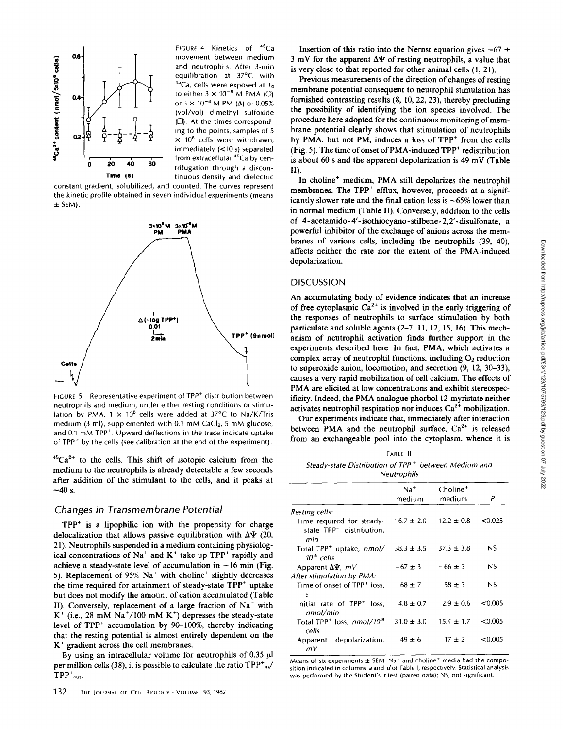FIGURE 4 Kinetics of $^{45}Ca$ movement between medium and neutrophils. After 3-min equilibration at 37°C with $^{45}Ca$, cells were exposed at $t_0$ to either $3 \times 10^{-8}$ M PMA (○) or $3 \times 10^{-8}$ M PM (Δ) or 0.05% (vol/vol) dimethyl sulfoxide (□). At the times corresponding to the points, samples of $5 \times 10^6$ cells were withdrawn, immediately (<10 s) separated from extracellular $^{45}Ca$ by centrifugation through a discontinuous density and dielectric constant gradient, solubilized, and counted. The curves represent the kinetic profile obtained in seven individual experiments (means ± SEM).

FIGURE 5 Representative experiment of $TPP^+$ distribution between neutrophils and medium, under either resting conditions or stimulation by PMA. $1 \times 10^8$ cells were added at 37°C to Na/K/Tris medium (3 ml), supplemented with 0.1 mM $CaCl_2$, 5 mM glucose, and 0.1 mM $TPP^+$. Upward deflections in the trace indicate uptake of $TPP^+$ by the cells (see calibration at the end of the experiment).

$^{45}Ca^{2+}$ to the cells. This shift of isotopic calcium from the medium to the neutrophils is already detectable a few seconds after addition of the stimulant to the cells, and it peaks at ~40 s.

### Changes in Transmembrane Potential

$TPP^+$ is a lipophilic ion with the propensity for charge delocalization that allows passive equilibration with $\Delta\Psi$ (20, 21). Neutrophils suspended in a medium containing physiological concentrations of $Na^+$ and $K^+$ take up $TPP^+$ rapidly and achieve a steady-state level of accumulation in ~16 min (Fig. 5). Replacement of 95% $Na^+$ with choline$^+$ slightly decreases the time required for attainment of steady-state $TPP^+$ uptake but does not modify the amount of cation accumulated (Table II). Conversely, replacement of a large fraction of $Na^+$ with $K^+$ (i.e., 28 mM $Na^+$/100 mM $K^+$) depresses the steady-state level of $TPP^+$ accumulation by 90–100%, thereby indicating that the resting potential is almost entirely dependent on the $K^+$ gradient across the cell membranes.

By using an intracellular volume for neutrophils of 0.35 μl per million cells (38), it is possible to calculate the ratio $TPP^+_{in}/TPP^+_{out}$.

Insertion of this ratio into the Nernst equation gives −67 ± 3 mV for the apparent $\Delta\Psi$ of resting neutrophils, a value that is very close to that reported for other animal cells (1, 21).

Previous measurements of the direction of changes of resting membrane potential consequent to neutrophil stimulation has furnished contrasting results (8, 10, 22, 23), thereby precluding the possibility of identifying the ion species involved. The procedure here adopted for the continuous monitoring of membrane potential clearly shows that stimulation of neutrophils by PMA, but not PM, induces a loss of $TPP^+$ from the cells (Fig. 5). The time of onset of PMA-induced $TPP^+$ redistribution is about 60 s and the apparent depolarization is 49 mV (Table II).

In choline$^+$ medium, PMA still depolarizes the neutrophil membranes. The $TPP^+$ efflux, however, proceeds at a significantly slower rate and the final cation loss is ~65% lower than in normal medium (Table II). Conversely, addition to the cells of 4-acetamido-4'-isothiocyano-stilbene-2,2'-disulfonate, a powerful inhibitor of the exchange of anions across the membranes of various cells, including the neutrophils (39, 40), affects neither the rate nor the extent of the PMA-induced depolarization.

## DISCUSSION

An accumulating body of evidence indicates that an increase of free cytoplasmic $Ca^{2+}$ is involved in the early triggering of the responses of neutrophils to surface stimulation by both particulate and soluble agents (2–7, 11, 12, 15, 16). This mechanism of neutrophil activation finds further support in the experiments described here. In fact, PMA, which activates a complex array of neutrophil functions, including $O_2$ reduction to superoxide anion, locomotion, and secretion (9, 12, 30–33), causes a very rapid mobilization of cell calcium. The effects of PMA are elicited at low concentrations and exhibit stereospecificity. Indeed, the PMA analogue phorbol 12-myristate neither activates neutrophil respiration nor induces $Ca^{2+}$ mobilization.

Our experiments indicate that, immediately after interaction between PMA and the neutrophil surface, $Ca^{2+}$ is released from an exchangeable pool into the cytoplasm, whence it is

TABLE II
*Steady-state Distribution of $TPP^+$ between Medium and Neutrophils*

| | $Na^+$ medium | Choline$^+$ medium | P |
|---|---|---|---|
| *Resting cells:* | | | |
| Time required for steady-state $TPP^+$ distribution, *min* | 16.7 ± 2.0 | 12.2 ± 0.8 | <0.025 |
| Total $TPP^+$ uptake, *nmol/$10^8$ cells* | 38.3 ± 3.5 | 37.3 ± 3.8 | NS |
| Apparent $\Delta\Psi$, *mV* | −67 ± 3 | −66 ± 3 | NS |
| *After stimulation by PMA:* | | | |
| Time of onset of $TPP^+$ loss, *s* | 68 ± 7 | 58 ± 3 | NS |
| Initial rate of $TPP^+$ loss, *nmol/min* | 4.8 ± 0.7 | 2.9 ± 0.6 | <0.005 |
| Total $TPP^+$ loss, *nmol/$10^8$ cells* | 31.0 ± 3.0 | 15.4 ± 1.7 | <0.005 |
| Apparent depolarization, *mV* | 49 ± 6 | 17 ± 2 | <0.005 |

Means of six experiments ± SEM. $Na^+$ and choline$^+$ media had the composition indicated in columns *a* and *d* of Table I, respectively. Statistical analysis was performed by the Student's *t* test (paired data); NS, not significant.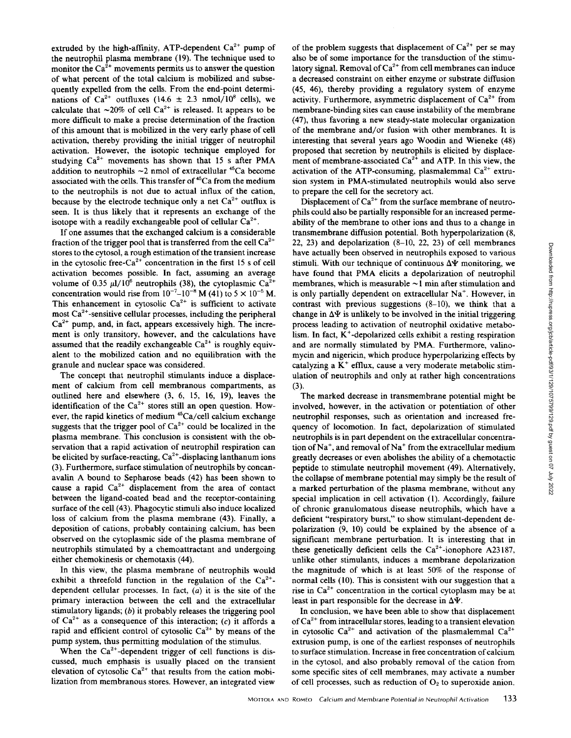extruded by the high-affinity, ATP-dependent $Ca^{2+}$ pump of the neutrophil plasma membrane (19). The technique used to monitor the $Ca^{2+}$ movements permits us to answer the question of what percent of the total calcium is mobilized and subsequently expelled from the cells. From the end-point determinations of $Ca^{2+}$ outfluxes ($14.6 \pm 2.3$ nmol/$10^8$ cells), we calculate that ~20% of cell $Ca^{2+}$ is released. It appears to be more difficult to make a precise determination of the fraction of this amount that is mobilized in the very early phase of cell activation, thereby providing the initial trigger of neutrophil activation. However, the isotopic technique employed for studying $Ca^{2+}$ movements has shown that 15 s after PMA addition to neutrophils ~2 nmol of extracellular $^{45}Ca$ become associated with the cells. This transfer of $^{45}Ca$ from the medium to the neutrophils is not due to actual influx of the cation, because by the electrode technique only a net $Ca^{2+}$ outflux is seen. It is thus likely that it represents an exchange of the isotope with a readily exchangeable pool of cellular $Ca^{2+}$.

If one assumes that the exchanged calcium is a considerable fraction of the trigger pool that is transferred from the cell $Ca^{2+}$ stores to the cytosol, a rough estimation of the transient increase in the cytosolic free-$Ca^{2+}$ concentration in the first 15 s of cell activation becomes possible. In fact, assuming an average volume of 0.35 μl/$10^6$ neutrophils (38), the cytoplasmic $Ca^{2+}$ concentration would rise from $10^{-7}$–$10^{-8}$ M (41) to $5 \times 10^{-5}$ M. This enhancement in cytosolic $Ca^{2+}$ is sufficient to activate most $Ca^{2+}$-sensitive cellular processes, including the peripheral $Ca^{2+}$ pump, and, in fact, appears excessively high. The increment is only transitory, however, and the calculations have assumed that the readily exchangeable $Ca^{2+}$ is roughly equivalent to the mobilized cation and no equilibration with the granule and nuclear space was considered.

The concept that neutrophil stimulants induce a displacement of calcium from cell membranous compartments, as outlined here and elsewhere (3, 6, 15, 16, 19), leaves the identification of the $Ca^{2+}$ stores still an open question. However, the rapid kinetics of medium $^{45}Ca$/cell calcium exchange suggests that the trigger pool of $Ca^{2+}$ could be localized in the plasma membrane. This conclusion is consistent with the observation that a rapid activation of neutrophil respiration can be elicited by surface-reacting, $Ca^{2+}$-displacing lanthanum ions (3). Furthermore, surface stimulation of neutrophils by concanavalin A bound to Sepharose beads (42) has been shown to cause a rapid $Ca^{2+}$ displacement from the area of contact between the ligand-coated bead and the receptor-containing surface of the cell (43). Phagocytic stimuli also induce localized loss of calcium from the plasma membrane (43). Finally, a deposition of cations, probably containing calcium, has been observed on the cytoplasmic side of the plasma membrane of neutrophils stimulated by a chemoattractant and undergoing either chemokinesis or chemotaxis (44).

In this view, the plasma membrane of neutrophils would exhibit a threefold function in the regulation of the $Ca^{2+}$-dependent cellular processes. In fact, (*a*) it is the site of the primary interaction between the cell and the extracellular stimulatory ligands; (*b*) it probably releases the triggering pool of $Ca^{2+}$ as a consequence of this interaction; (*c*) it affords a rapid and efficient control of cytosolic $Ca^{2+}$ by means of the pump system, thus permitting modulation of the stimulus.

When the $Ca^{2+}$-dependent trigger of cell functions is discussed, much emphasis is usually placed on the transient elevation of cytosolic $Ca^{2+}$ that results from the cation mobilization from membranous stores. However, an integrated view of the problem suggests that displacement of $Ca^{2+}$ per se may also be of some importance for the transduction of the stimulatory signal. Removal of $Ca^{2+}$ from cell membranes can induce a decreased constraint on either enzyme or substrate diffusion (45, 46), thereby providing a regulatory system of enzyme activity. Furthermore, asymmetric displacement of $Ca^{2+}$ from membrane-binding sites can cause instability of the membrane (47), thus favoring a new steady-state molecular organization of the membrane and/or fusion with other membranes. It is interesting that several years ago Woodin and Wieneke (48) proposed that secretion by neutrophils is elicited by displacement of membrane-associated $Ca^{2+}$ and ATP. In this view, the activation of the ATP-consuming, plasmalemmal $Ca^{2+}$ extrusion system in PMA-stimulated neutrophils would also serve to prepare the cell for the secretory act.

Displacement of $Ca^{2+}$ from the surface membrane of neutrophils could also be partially responsible for an increased permeability of the membrane to other ions and thus to a change in transmembrane diffusion potential. Both hyperpolarization (8, 22, 23) and depolarization (8–10, 22, 23) of cell membranes have actually been observed in neutrophils exposed to various stimuli. With our technique of continuous $\Delta\Psi$ monitoring, we have found that PMA elicits a depolarization of neutrophil membranes, which is measurable ~1 min after stimulation and is only partially dependent on extracellular $Na^+$. However, in contrast with previous suggestions (8–10), we think that a change in $\Delta\Psi$ is unlikely to be involved in the initial triggering process leading to activation of neutrophil oxidative metabolism. In fact, $K^+$-depolarized cells exhibit a resting respiration and are normally stimulated by PMA. Furthermore, valinomycin and nigericin, which produce hyperpolarizing effects by catalyzing a $K^+$ efflux, cause a very moderate metabolic stimulation of neutrophils and only at rather high concentrations (3).

The marked decrease in transmembrane potential might be involved, however, in the activation or potentiation of other neutrophil responses, such as orientation and increased frequency of locomotion. In fact, depolarization of stimulated neutrophils is in part dependent on the extracellular concentration of $Na^+$, and removal of $Na^+$ from the extracellular medium greatly decreases or even abolishes the ability of a chemotactic peptide to stimulate neutrophil movement (49). Alternatively, the collapse of membrane potential may simply be the result of a marked perturbation of the plasma membrane, without any special implication in cell activation (1). Accordingly, failure of chronic granulomatous disease neutrophils, which have a deficient "respiratory burst," to show stimulant-dependent depolarization (9, 10) could be explained by the absence of a significant membrane perturbation. It is interesting that in these genetically deficient cells the $Ca^{2+}$-ionophore A23187, unlike other stimulants, induces a membrane depolarization the magnitude of which is at least 50% of the response of normal cells (10). This is consistent with our suggestion that a rise in $Ca^{2+}$ concentration in the cortical cytoplasm may be at least in part responsible for the decrease in $\Delta\Psi$.

In conclusion, we have been able to show that displacement of $Ca^{2+}$ from intracellular stores, leading to a transient elevation in cytosolic $Ca^{2+}$ and activation of the plasmalemmal $Ca^{2+}$ extrusion pump, is one of the earliest responses of neutrophils to surface stimulation. Increase in free concentration of calcium in the cytosol, and also probably removal of the cation from some specific sites of cell membranes, may activate a number of cell processes, such as reduction of $O_2$ to superoxide anion.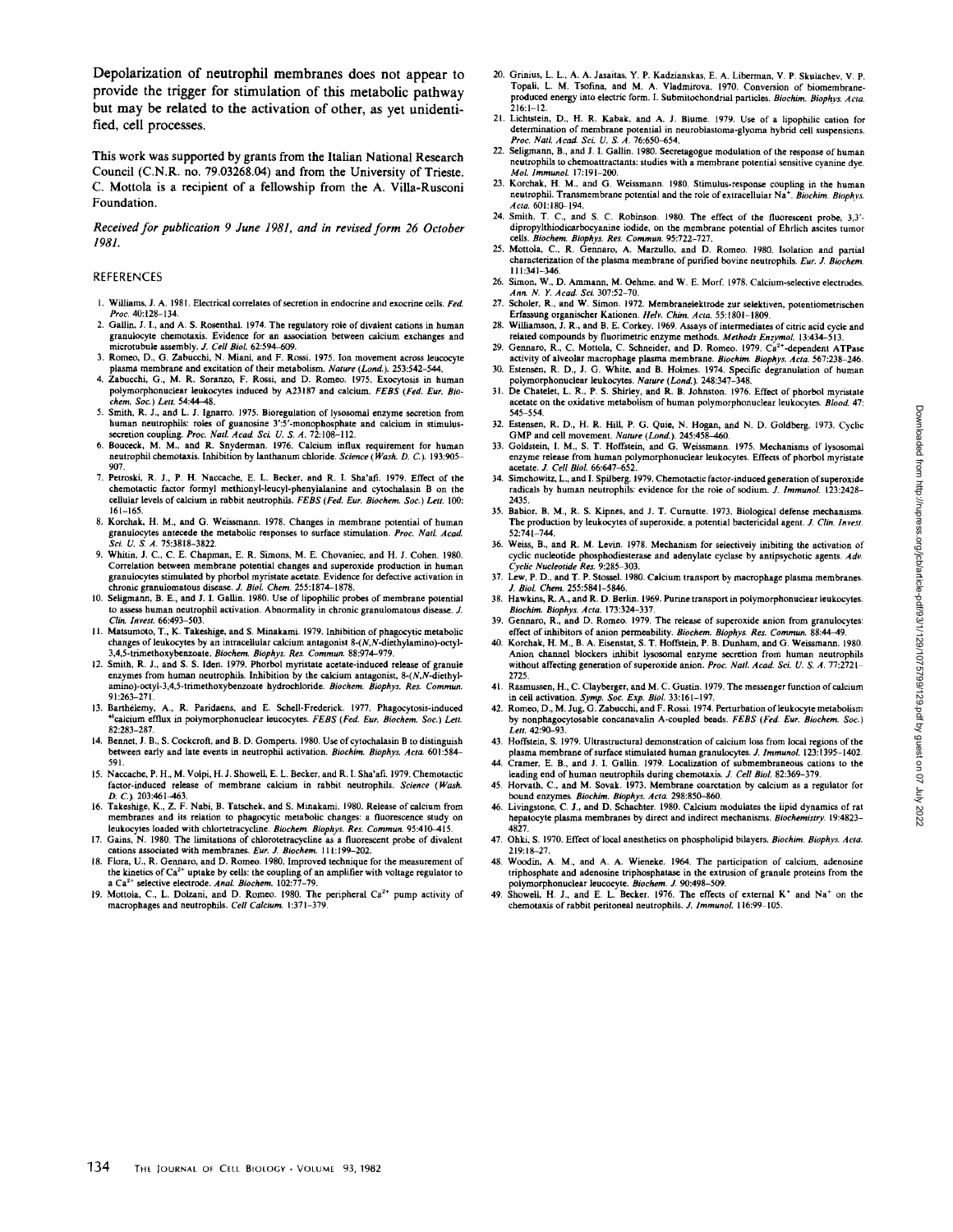Depolarization of neutrophil membranes does not appear to provide the trigger for stimulation of this metabolic pathway but may be related to the activation of other, as yet unidentified, cell processes.

This work was supported by grants from the Italian National Research Council (C.N.R. no. 79.03268.04) and from the University of Trieste. C. Mottola is a recipient of a fellowship from the A. Villa-Rusconi Foundation.

*Received for publication 9 June 1981, and in revised form 26 October 1981.*

## REFERENCES

1. Williams, J. A. 1981. Electrical correlates of secretion in endocrine and exocrine cells. *Fed. Proc.* 40:128–134.
2. Gallin, J. I., and A. S. Rosenthal. 1974. The regulatory role of divalent cations in human granulocyte chemotaxis. Evidence for an association between calcium exchanges and microtubule assembly. *J. Cell Biol.* 62:594–609.
3. Romeo, D., G. Zabucchi, N. Miani, and F. Rossi. 1975. Ion movement across leucocyte plasma membrane and excitation of their metabolism. *Nature (Lond.).* 253:542–544.
4. Zabucchi, G., M. R. Soranzo, F. Rossi, and D. Romeo. 1975. Exocytosis in human polymorphonuclear leukocytes induced by A23187 and calcium. *FEBS (Fed. Eur. Biochem. Soc.) Lett.* 54:44–48.
5. Smith, R. J., and L. J. Ignarro. 1975. Bioregulation of lysosomal enzyme secretion from human neutrophils: roles of guanosine 3':5'-monophosphate and calcium in stimulus-secretion coupling. *Proc. Natl. Acad. Sci. U. S. A.* 72:108–112.
6. Boucek, M. M., and R. Snyderman. 1976. Calcium influx requirement for human neutrophil chemotaxis. Inhibition by lanthanum chloride. *Science (Wash. D. C.).* 193:905–907.
7. Petroski, R. J., P. H. Naccache, E. L. Becker, and R. I. Sha'afi. 1979. Effect of the chemotactic factor formyl methionyl-leucyl-phenylalanine and cytochalasin B on the cellular levels of calcium in rabbit neutrophils. *FEBS (Fed. Eur. Biochem. Soc.) Lett.* 100: 161–165.
8. Korchak, H. M., and G. Weissmann. 1978. Changes in membrane potential of human granulocytes antecede the metabolic responses to surface stimulation. *Proc. Natl. Acad. Sci. U. S. A.* 75:3818–3822.
9. Whitin, J. C., C. E. Chapman, E. R. Simons, M. E. Chovaniec, and H. J. Cohen. 1980. Correlation between membrane potential changes and superoxide production in human granulocytes stimulated by phorbol myristate acetate. Evidence for defective activation in chronic granulomatous disease. *J. Biol. Chem.* 255:1874–1878.
10. Seligmann, B. E., and J. I. Gallin. 1980. Use of lipophilic probes of membrane potential to assess human neutrophil activation. Abnormality in chronic granulomatous disease. *J. Clin. Invest.* 66:493–503.
11. Matsumoto, T., K. Takeshige, and S. Minakami. 1979. Inhibition of phagocytic metabolic changes of leukocytes by an intracellular calcium antagonist 8-(N,N-diethylamino)-octyl-3,4,5-trimethoxybenzoate. *Biochem. Biophys. Res. Commun.* 88:974–979.
12. Smith, R. J., and S. S. Iden. 1979. Phorbol myristate acetate-induced release of granule enzymes from human neutrophils. Inhibition by the calcium antagonist, 8-(N,N-diethylamino)-octyl-3,4,5-trimethoxybenzoate hydrochloride. *Biochem. Biophys. Res. Commun.* 91:263–271.
13. Barthélemy, A., R. Paridaens, and E. Schell-Frederick. 1977. Phagocytosis-induced $^{45}$calcium efflux in polymorphonuclear leucocytes. *FEBS (Fed. Eur. Biochem. Soc.) Lett.* 82:283–287.
14. Bennet, J. B., S. Cockcroft, and B. D. Gomperts. 1980. Use of cytochalasin B to distinguish between early and late events in neutrophil activation. *Biochim. Biophys. Acta* 601:584–591.
15. Naccache, P. H., M. Volpi, H. J. Showell, E. L. Becker, and R. I. Sha'afi. 1979. Chemotactic factor-induced release of membrane calcium in rabbit neutrophils. *Science (Wash. D. C.).* 203:461–463.
16. Takeshige, K., Z. F. Nabi, B. Tatschek, and S. Minakami. 1980. Release of calcium from membranes and its relation to phagocytic metabolic changes: a fluorescence study on leukocytes loaded with chlortetracycline. *Biochem. Biophys. Res. Commun.* 95:410–415.
17. Gains, N. 1980. The limitations of chlorotetracycline as a fluorescent probe of divalent cations associated with membranes. *Eur. J. Biochem.* 111:199–202.
18. Flora, U., R. Gennaro, and D. Romeo. 1980. Improved technique for the measurement of the kinetics of $Ca^{2+}$ uptake by cells: the coupling of an amplifier with voltage regulator to a $Ca^{2+}$ selective electrode. *Anal. Biochem.* 102:77–79.
19. Mottola, C., L. Dolzani, and D. Romeo. 1980. The peripheral $Ca^{2+}$ pump activity of macrophages and neutrophils. *Cell Calcium.* 1:371–379.
20. Grinius, L. L., A. A. Jasaitas, Y. P. Kadziauskas, E. A. Liberman, V. P. Skulachev, V. P. Topali, L. M. Tsofina, and M. A. Vladmirova. 1970. Conversion of biomembrane-produced energy into electric form. I. Submitochondrial particles. *Biochim. Biophys. Acta.* 216:1–12.
21. Lichtstein, D., H. R. Kabak, and A. J. Blume. 1979. Use of a lipophilic cation for determination of membrane potential in neuroblastoma-glyoma hybrid cell suspensions. *Proc. Natl. Acad. Sci. U. S. A.* 76:650–654.
22. Seligmann, B., and J. I. Gallin. 1980. Secretagogue modulation of the response of human neutrophils to chemoattractants: studies with a membrane potential sensitive cyanine dye. *Mol. Immunol.* 17:191–200.
23. Korchak, H. M., and G. Weissmann. 1980. Stimulus-response coupling in the human neutrophil. Transmembrane potential and the role of extracellular $Na^{+}$. *Biochim. Biophys. Acta.* 601:180–194.
24. Smith, T. C., and S. C. Robinson. 1980. The effect of the fluorescent probe, 3,3'-dipropylthiodicarbocyanine iodide, on the membrane potential of Ehrlich ascites tumor cells. *Biochem. Biophys. Res. Commun.* 95:722–727.
25. Mottola, C., R. Gennaro, A. Marzullo, and D. Romeo. 1980. Isolation and partial characterization of the plasma membrane of purified bovine neutrophils. *Eur. J. Biochem.* 111:341–346.
26. Simon, W., D. Ammann, M. Oehme, and W. E. Morf. 1978. Calcium-selective electrodes. *Ann. N. Y. Acad. Sci.* 307:52–70.
27. Scholer, R., and W. Simon. 1972. Membranelektrode zur selektiven, potentiometrischen Erfassung organischer Kationen. *Helv. Chim. Acta.* 55:1801–1809.
28. Williamson, J. R., and B. E. Corkey. 1969. Assays of intermediates of citric acid cycle and related compounds by fluorimetric enzyme methods. *Methods Enzymol.* 13:434–513.
29. Gennaro, R., C. Mottola, C. Schneider, and D. Romeo. 1979. $Ca^{2+}$-dependent ATPase activity of alveolar macrophage plasma membrane. *Biochim. Biophys. Acta.* 567:238–246.
30. Estensen, R. D., J. G. White, and B. Holmes. 1974. Specific degranulation of human polymorphonuclear leukocytes. *Nature (Lond.).* 248:347–348.
31. De Chatelet, L. R., P. S. Shirley, and R. B. Johnston. 1976. Effect of phorbol myristate acetate on the oxidative metabolism of human polymorphonuclear leukocytes. *Blood.* 47: 545–554.
32. Estensen, R. D., H. R. Hill, P. G. Quie, N. Hogan, and N. D. Goldberg. 1973. Cyclic GMP and cell movement. *Nature (Lond.).* 245:458–460.
33. Goldstein, I. M., S. T. Hoffstein, and G. Weissmann. 1975. Mechanisms of lysosomal enzyme release from human polymorphonuclear leukocytes. Effects of phorbol myristate acetate. *J. Cell Biol.* 66:647–652.
34. Simchowitz, L., and I. Spilberg. 1979. Chemotactic factor-induced generation of superoxide radicals by human neutrophils: evidence for the role of sodium. *J. Immunol.* 123:2428–2435.
35. Babior, B. M., R. S. Kipnes, and J. T. Curnutte. 1973. Biological defense mechanisms. The production by leukocytes of superoxide, a potential bactericidal agent. *J. Clin. Invest.* 52:741–744.
36. Weiss, B., and R. M. Levin. 1978. Mechanism for selectively inhibiting the activation of cyclic nucleotide phosphodiesterase and adenylate cyclase by antipsychotic agents. *Adv. Cyclic Nucleotide Res.* 9:285–303.
37. Lew, P. D., and T. P. Stossel. 1980. Calcium transport by macrophage plasma membranes. *J. Biol. Chem.* 255:5841–5846.
38. Hawkins, R. A., and R. D. Berlin. 1969. Purine transport in polymorphonuclear leukocytes. *Biochim. Biophys. Acta.* 173:324–337.
39. Gennaro, R., and D. Romeo. 1979. The release of superoxide anion from granulocytes: effect of inhibitors of anion permeability. *Biochem. Biophys. Res. Commun.* 88:44–49.
40. Korchak, H. M., B. A. Eisenstat, S. T. Hoffstein, P. B. Dunham, and G. Weissmann. 1980. Anion channel blockers inhibit lysosomal enzyme secretion from human neutrophils without affecting generation of superoxide anion. *Proc. Natl. Acad. Sci. U. S. A.* 77:2721–2725.
41. Rasmussen, H., C. Clayberger, and M. C. Gustin. 1979. The messenger function of calcium in cell activation. *Symp. Soc. Exp. Biol.* 33:161–197.
42. Romeo, D., M. Jug, G. Zabucchi, and F. Rossi. 1974. Perturbation of leukocyte metabolism by nonphagocytosable concanavalin A-coupled beads. *FEBS (Fed. Eur. Biochem. Soc.) Lett.* 42:90–93.
43. Hoffstein, S. 1979. Ultrastructural demonstration of calcium loss from local regions of the plasma membrane of surface stimulated human granulocytes. *J. Immunol.* 123:1395–1402.
44. Cramer, E. B., and J. I. Gallin. 1979. Localization of submembraneous cations to the leading end of human neutrophils during chemotaxis. *J. Cell Biol.* 82:369–379.
45. Horvath, C., and M. Sovak. 1973. Membrane coarctation by calcium as a regulator for bound enzymes. *Biochim. Biophys. Acta.* 298:850–860.
46. Livingstone, C. J., and D. Schachter. 1980. Calcium modulates the lipid dynamics of rat hepatocyte plasma membranes by direct and indirect mechanisms. *Biochemistry.* 19:4823–4827.
47. Ohki, S. 1970. Effect of local anesthetics on phospholipid bilayers. *Biochim. Biophys. Acta.* 219:18–27.
48. Woodin, A. M., and A. A. Wieneke. 1964. The participation of calcium, adenosine triphosphate and adenosine triphosphatase in the extrusion of granule proteins from the polymorphonuclear leucocyte. *Biochem. J.* 90:498–509.
49. Showell, H. J., and E. L. Becker. 1976. The effects of external $K^{+}$ and $Na^{+}$ on the chemotaxis of rabbit peritoneal neutrophils. *J. Immunol.* 116:99–105.